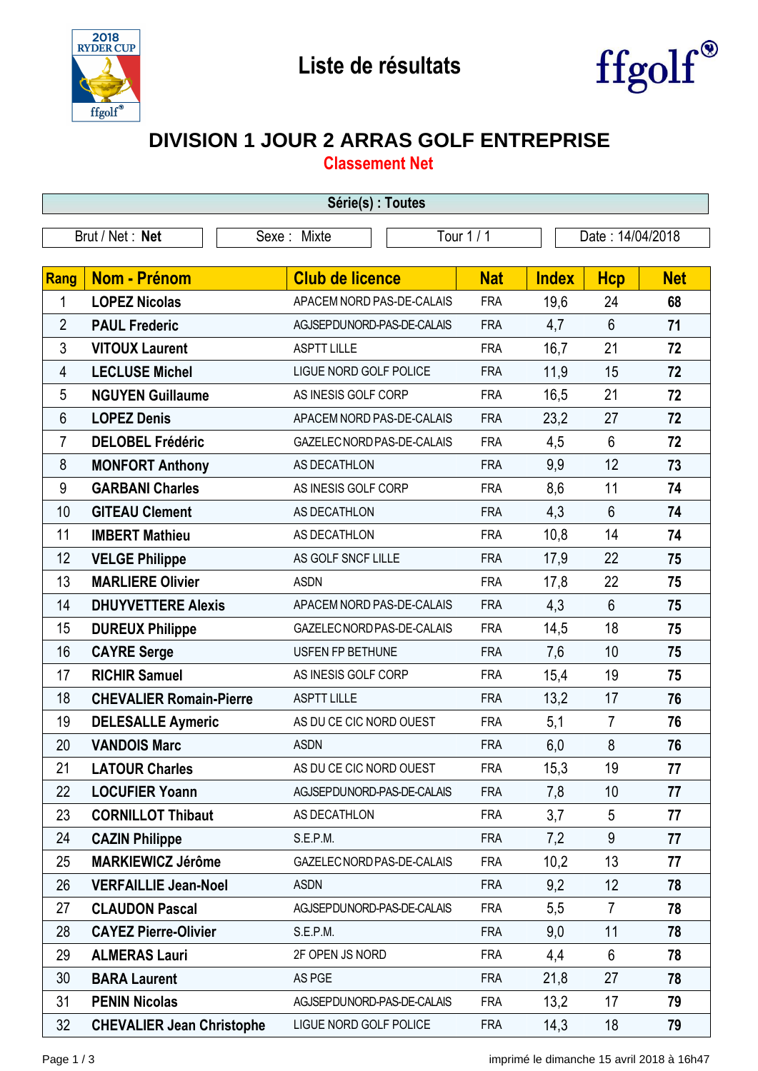# Liste de résultats

## DIVISION 1 JOUR 2 ARRAS GOLF ENTREPRISE

### Classement Net

**Série(s) : Toutes**

| Brut / Net : **Net** | Sexe : Mixte | Tour 1 / 1 | Date : 14/04/2018 |
|---|---|---|---|

| Rang | Nom - Prénom | Club de licence | Nat | Index | Hcp | Net |
|---|---|---|---|---|---|---|
| 1 | **LOPEZ Nicolas** | APACEM NORD PAS-DE-CALAIS | FRA | 19,6 | 24 | **68** |
| 2 | **PAUL Frederic** | AGJSEPDUNORD-PAS-DE-CALAIS | FRA | 4,7 | 6 | **71** |
| 3 | **VITOUX Laurent** | ASPTT LILLE | FRA | 16,7 | 21 | **72** |
| 4 | **LECLUSE Michel** | LIGUE NORD GOLF POLICE | FRA | 11,9 | 15 | **72** |
| 5 | **NGUYEN Guillaume** | AS INESIS GOLF CORP | FRA | 16,5 | 21 | **72** |
| 6 | **LOPEZ Denis** | APACEM NORD PAS-DE-CALAIS | FRA | 23,2 | 27 | **72** |
| 7 | **DELOBEL Frédéric** | GAZELEC NORD PAS-DE-CALAIS | FRA | 4,5 | 6 | **72** |
| 8 | **MONFORT Anthony** | AS DECATHLON | FRA | 9,9 | 12 | **73** |
| 9 | **GARBANI Charles** | AS INESIS GOLF CORP | FRA | 8,6 | 11 | **74** |
| 10 | **GITEAU Clement** | AS DECATHLON | FRA | 4,3 | 6 | **74** |
| 11 | **IMBERT Mathieu** | AS DECATHLON | FRA | 10,8 | 14 | **74** |
| 12 | **VELGE Philippe** | AS GOLF SNCF LILLE | FRA | 17,9 | 22 | **75** |
| 13 | **MARLIERE Olivier** | ASDN | FRA | 17,8 | 22 | **75** |
| 14 | **DHUYVETTERE Alexis** | APACEM NORD PAS-DE-CALAIS | FRA | 4,3 | 6 | **75** |
| 15 | **DUREUX Philippe** | GAZELEC NORD PAS-DE-CALAIS | FRA | 14,5 | 18 | **75** |
| 16 | **CAYRE Serge** | USFEN FP BETHUNE | FRA | 7,6 | 10 | **75** |
| 17 | **RICHIR Samuel** | AS INESIS GOLF CORP | FRA | 15,4 | 19 | **75** |
| 18 | **CHEVALIER Romain-Pierre** | ASPTT LILLE | FRA | 13,2 | 17 | **76** |
| 19 | **DELESALLE Aymeric** | AS DU CE CIC NORD OUEST | FRA | 5,1 | 7 | **76** |
| 20 | **VANDOIS Marc** | ASDN | FRA | 6,0 | 8 | **76** |
| 21 | **LATOUR Charles** | AS DU CE CIC NORD OUEST | FRA | 15,3 | 19 | **77** |
| 22 | **LOCUFIER Yoann** | AGJSEPDUNORD-PAS-DE-CALAIS | FRA | 7,8 | 10 | **77** |
| 23 | **CORNILLOT Thibaut** | AS DECATHLON | FRA | 3,7 | 5 | **77** |
| 24 | **CAZIN Philippe** | S.E.P.M. | FRA | 7,2 | 9 | **77** |
| 25 | **MARKIEWICZ Jérôme** | GAZELEC NORD PAS-DE-CALAIS | FRA | 10,2 | 13 | **77** |
| 26 | **VERFAILLIE Jean-Noel** | ASDN | FRA | 9,2 | 12 | **78** |
| 27 | **CLAUDON Pascal** | AGJSEPDUNORD-PAS-DE-CALAIS | FRA | 5,5 | 7 | **78** |
| 28 | **CAYEZ Pierre-Olivier** | S.E.P.M. | FRA | 9,0 | 11 | **78** |
| 29 | **ALMERAS Lauri** | 2F OPEN JS NORD | FRA | 4,4 | 6 | **78** |
| 30 | **BARA Laurent** | AS PGE | FRA | 21,8 | 27 | **78** |
| 31 | **PENIN Nicolas** | AGJSEPDUNORD-PAS-DE-CALAIS | FRA | 13,2 | 17 | **79** |
| 32 | **CHEVALIER Jean Christophe** | LIGUE NORD GOLF POLICE | FRA | 14,3 | 18 | **79** |

imprimé le dimanche 15 avril 2018 à 16h47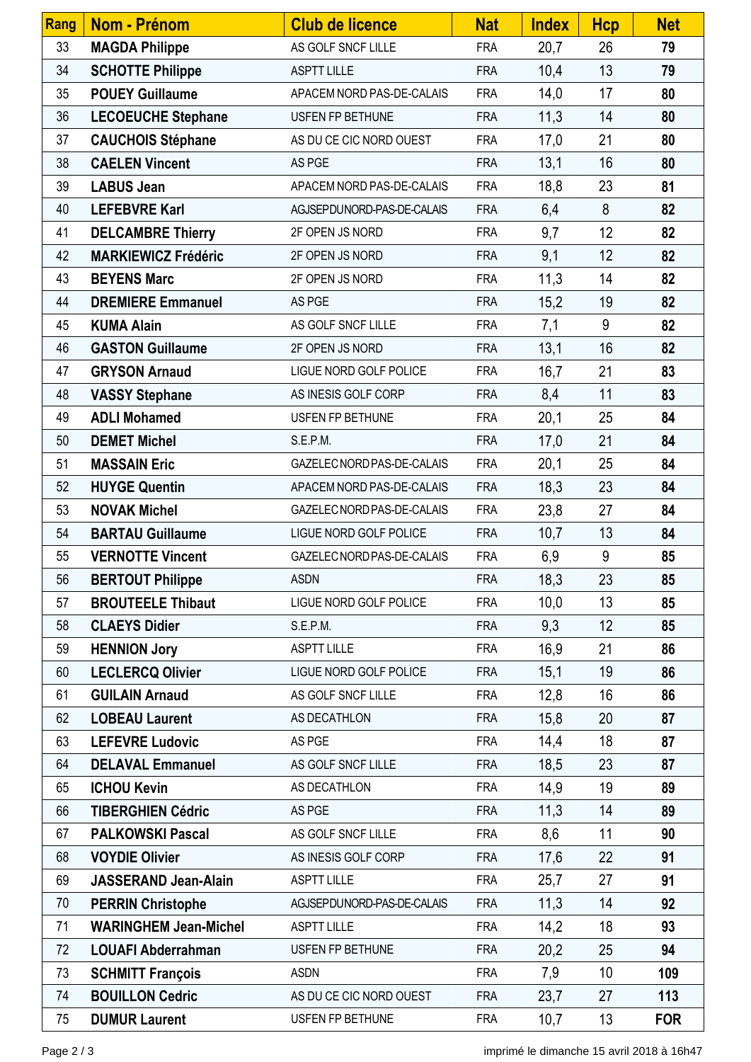| Rang | Nom - Prénom | Club de licence | Nat | Index | Hcp | Net |
|---|---|---|---|---|---|---|
| 33 | **MAGDA Philippe** | AS GOLF SNCF LILLE | FRA | 20,7 | 26 | **79** |
| 34 | **SCHOTTE Philippe** | ASPTT LILLE | FRA | 10,4 | 13 | **79** |
| 35 | **POUEY Guillaume** | APACEM NORD PAS-DE-CALAIS | FRA | 14,0 | 17 | **80** |
| 36 | **LECOEUCHE Stephane** | USFEN FP BETHUNE | FRA | 11,3 | 14 | **80** |
| 37 | **CAUCHOIS Stéphane** | AS DU CE CIC NORD OUEST | FRA | 17,0 | 21 | **80** |
| 38 | **CAELEN Vincent** | AS PGE | FRA | 13,1 | 16 | **80** |
| 39 | **LABUS Jean** | APACEM NORD PAS-DE-CALAIS | FRA | 18,8 | 23 | **81** |
| 40 | **LEFEBVRE Karl** | AGJSEPDUNORD-PAS-DE-CALAIS | FRA | 6,4 | 8 | **82** |
| 41 | **DELCAMBRE Thierry** | 2F OPEN JS NORD | FRA | 9,7 | 12 | **82** |
| 42 | **MARKIEWICZ Frédéric** | 2F OPEN JS NORD | FRA | 9,1 | 12 | **82** |
| 43 | **BEYENS Marc** | 2F OPEN JS NORD | FRA | 11,3 | 14 | **82** |
| 44 | **DREMIERE Emmanuel** | AS PGE | FRA | 15,2 | 19 | **82** |
| 45 | **KUMA Alain** | AS GOLF SNCF LILLE | FRA | 7,1 | 9 | **82** |
| 46 | **GASTON Guillaume** | 2F OPEN JS NORD | FRA | 13,1 | 16 | **82** |
| 47 | **GRYSON Arnaud** | LIGUE NORD GOLF POLICE | FRA | 16,7 | 21 | **83** |
| 48 | **VASSY Stephane** | AS INESIS GOLF CORP | FRA | 8,4 | 11 | **83** |
| 49 | **ADLI Mohamed** | USFEN FP BETHUNE | FRA | 20,1 | 25 | **84** |
| 50 | **DEMET Michel** | S.E.P.M. | FRA | 17,0 | 21 | **84** |
| 51 | **MASSAIN Eric** | GAZELEC NORD PAS-DE-CALAIS | FRA | 20,1 | 25 | **84** |
| 52 | **HUYGE Quentin** | APACEM NORD PAS-DE-CALAIS | FRA | 18,3 | 23 | **84** |
| 53 | **NOVAK Michel** | GAZELEC NORD PAS-DE-CALAIS | FRA | 23,8 | 27 | **84** |
| 54 | **BARTAU Guillaume** | LIGUE NORD GOLF POLICE | FRA | 10,7 | 13 | **84** |
| 55 | **VERNOTTE Vincent** | GAZELEC NORD PAS-DE-CALAIS | FRA | 6,9 | 9 | **85** |
| 56 | **BERTOUT Philippe** | ASDN | FRA | 18,3 | 23 | **85** |
| 57 | **BROUTEELE Thibaut** | LIGUE NORD GOLF POLICE | FRA | 10,0 | 13 | **85** |
| 58 | **CLAEYS Didier** | S.E.P.M. | FRA | 9,3 | 12 | **85** |
| 59 | **HENNION Jory** | ASPTT LILLE | FRA | 16,9 | 21 | **86** |
| 60 | **LECLERCQ Olivier** | LIGUE NORD GOLF POLICE | FRA | 15,1 | 19 | **86** |
| 61 | **GUILAIN Arnaud** | AS GOLF SNCF LILLE | FRA | 12,8 | 16 | **86** |
| 62 | **LOBEAU Laurent** | AS DECATHLON | FRA | 15,8 | 20 | **87** |
| 63 | **LEFEVRE Ludovic** | AS PGE | FRA | 14,4 | 18 | **87** |
| 64 | **DELAVAL Emmanuel** | AS GOLF SNCF LILLE | FRA | 18,5 | 23 | **87** |
| 65 | **ICHOU Kevin** | AS DECATHLON | FRA | 14,9 | 19 | **89** |
| 66 | **TIBERGHIEN Cédric** | AS PGE | FRA | 11,3 | 14 | **89** |
| 67 | **PALKOWSKI Pascal** | AS GOLF SNCF LILLE | FRA | 8,6 | 11 | **90** |
| 68 | **VOYDIE Olivier** | AS INESIS GOLF CORP | FRA | 17,6 | 22 | **91** |
| 69 | **JASSERAND Jean-Alain** | ASPTT LILLE | FRA | 25,7 | 27 | **91** |
| 70 | **PERRIN Christophe** | AGJSEPDUNORD-PAS-DE-CALAIS | FRA | 11,3 | 14 | **92** |
| 71 | **WARINGHEM Jean-Michel** | ASPTT LILLE | FRA | 14,2 | 18 | **93** |
| 72 | **LOUAFI Abderrahman** | USFEN FP BETHUNE | FRA | 20,2 | 25 | **94** |
| 73 | **SCHMITT François** | ASDN | FRA | 7,9 | 10 | **109** |
| 74 | **BOUILLON Cedric** | AS DU CE CIC NORD OUEST | FRA | 23,7 | 27 | **113** |
| 75 | **DUMUR Laurent** | USFEN FP BETHUNE | FRA | 10,7 | 13 | **FOR** |

imprimé le dimanche 15 avril 2018 à 16h47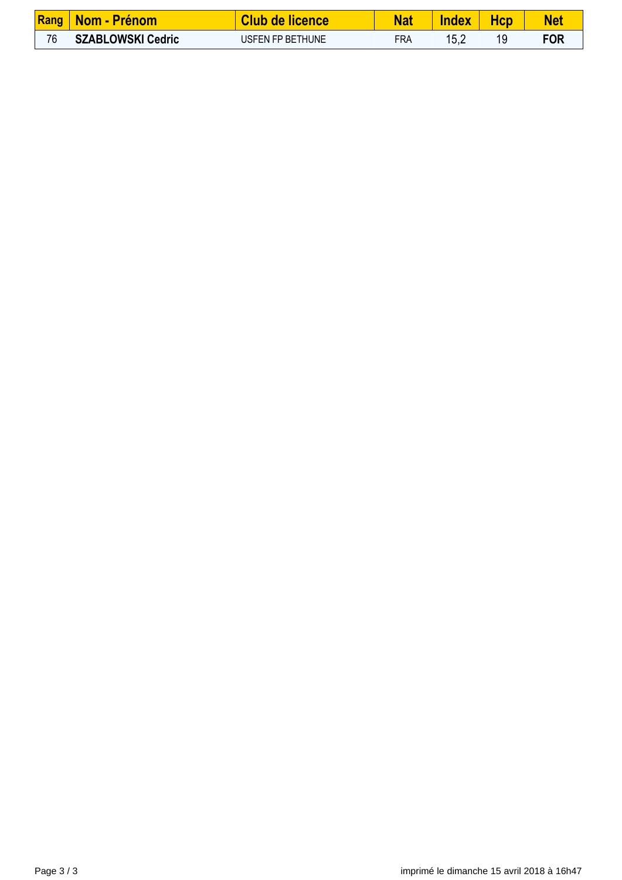| Rang | Nom - Prénom | Club de licence | Nat | Index | Hcp | Net |
|---|---|---|---|---|---|---|
| 76 | **SZABLOWSKI Cedric** | USFEN FP BETHUNE | FRA | 15,2 | 19 | **FOR** |

imprimé le dimanche 15 avril 2018 à 16h47